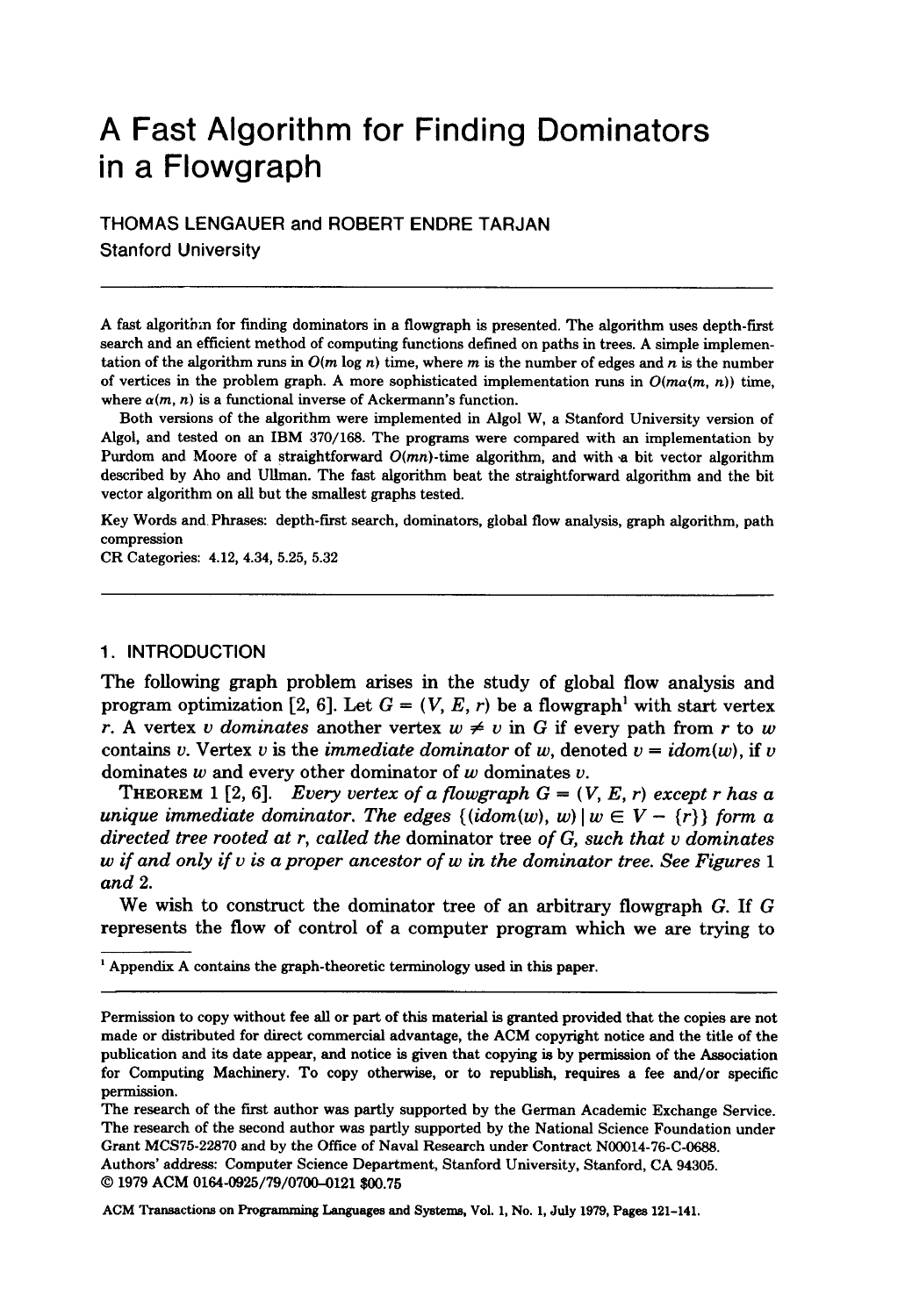# A Fast Algorithm for Finding Dominators in a Flowgraph

THOMAS LENGAUER and ROBERT ENDRE TARJAN

Stanford University

---

A fast algorithm for finding dominators in a flowgraph is presented. The algorithm uses depth-first search and an efficient method of computing functions defined on paths in trees. A simple implementation of the algorithm runs in $O(m \log n)$ time, where $m$ is the number of edges and $n$ is the number of vertices in the problem graph. A more sophisticated implementation runs in $O(m\alpha(m, n))$ time, where $\alpha(m, n)$ is a functional inverse of Ackermann's function.

Both versions of the algorithm were implemented in Algol W, a Stanford University version of Algol, and tested on an IBM 370/168. The programs were compared with an implementation by Purdom and Moore of a straightforward $O(mn)$-time algorithm, and with a bit vector algorithm described by Aho and Ullman. The fast algorithm beat the straightforward algorithm and the bit vector algorithm on all but the smallest graphs tested.

Key Words and Phrases: depth-first search, dominators, global flow analysis, graph algorithm, path compression

CR Categories: 4.12, 4.34, 5.25, 5.32

---

## 1. INTRODUCTION

The following graph problem arises in the study of global flow analysis and program optimization [2, 6]. Let $G = (V, E, r)$ be a flowgraph[1] with start vertex $r$. A vertex $v$ *dominates* another vertex $w \neq v$ in $G$ if every path from $r$ to $w$ contains $v$. Vertex $v$ is the *immediate dominator* of $w$, denoted $v = idom(w)$, if $v$ dominates $w$ and every other dominator of $w$ dominates $v$.

THEOREM 1 [2, 6]. *Every vertex of a flowgraph $G = (V, E, r)$ except $r$ has a unique immediate dominator. The edges $\{(idom(w), w) \mid w \in V - \{r\}\}$ form a directed tree rooted at $r$, called the* dominator tree *of $G$, such that $v$ dominates $w$ if and only if $v$ is a proper ancestor of $w$ in the dominator tree. See Figures 1 and 2.*

We wish to construct the dominator tree of an arbitrary flowgraph $G$. If $G$ represents the flow of control of a computer program which we are trying to

---

[1] Appendix A contains the graph-theoretic terminology used in this paper.

---

Permission to copy without fee all or part of this material is granted provided that the copies are not made or distributed for direct commercial advantage, the ACM copyright notice and the title of the publication and its date appear, and notice is given that copying is by permission of the Association for Computing Machinery. To copy otherwise, or to republish, requires a fee and/or specific permission.

The research of the first author was partly supported by the German Academic Exchange Service. The research of the second author was partly supported by the National Science Foundation under Grant MCS75-22870 and by the Office of Naval Research under Contract N00014-76-C-0688.

Authors' address: Computer Science Department, Stanford University, Stanford, CA 94305.

© 1979 ACM 0164-0925/79/0700-0121 $00.75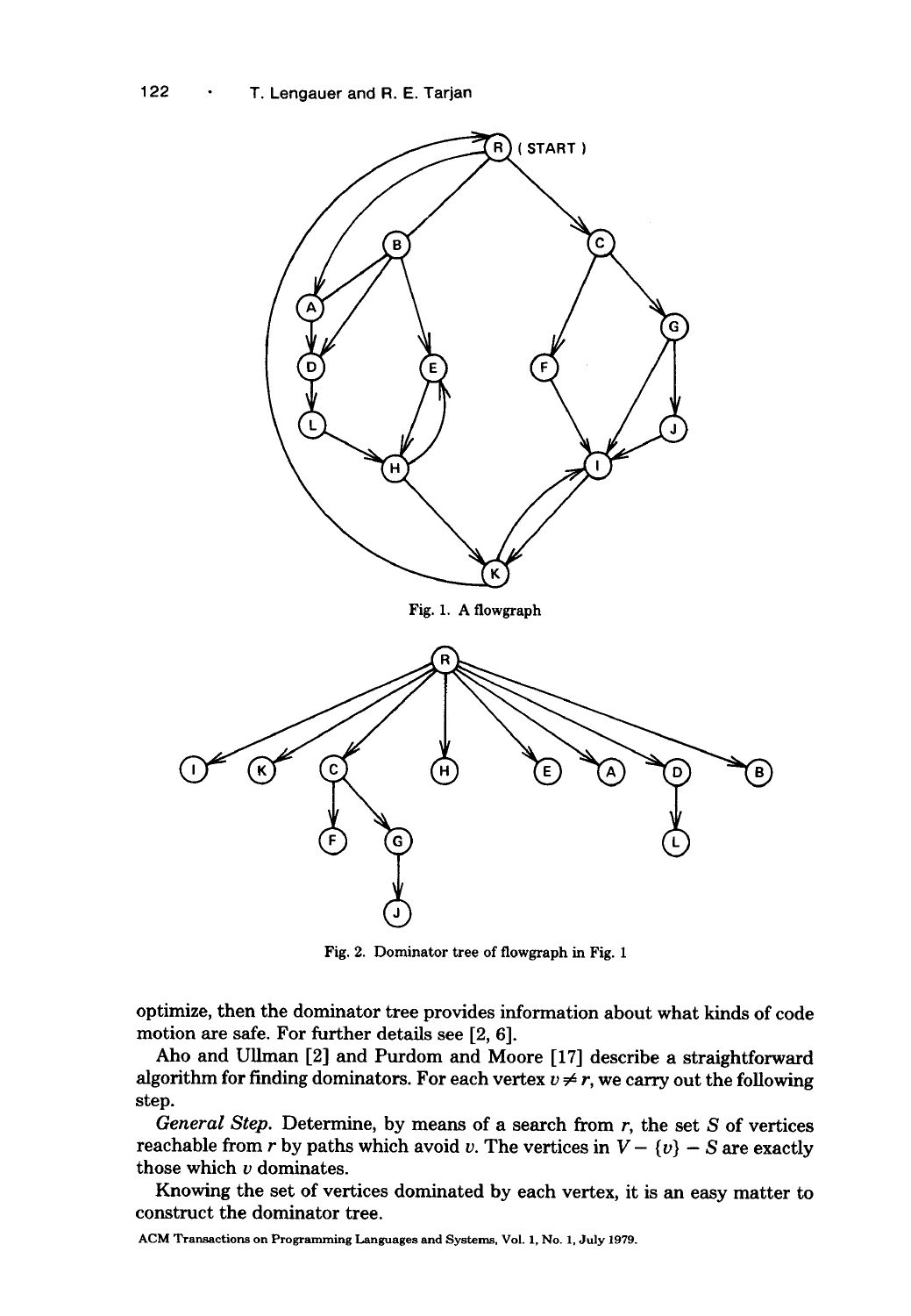Fig. 1. A flowgraph

Fig. 2. Dominator tree of flowgraph in Fig. 1

optimize, then the dominator tree provides information about what kinds of code motion are safe. For further details see [2, 6].

Aho and Ullman [2] and Purdom and Moore [17] describe a straightforward algorithm for finding dominators. For each vertex $v \neq r$, we carry out the following step.

*General Step.* Determine, by means of a search from $r$, the set $S$ of vertices reachable from $r$ by paths which avoid $v$. The vertices in $V - \{v\} - S$ are exactly those which $v$ dominates.

Knowing the set of vertices dominated by each vertex, it is an easy matter to construct the dominator tree.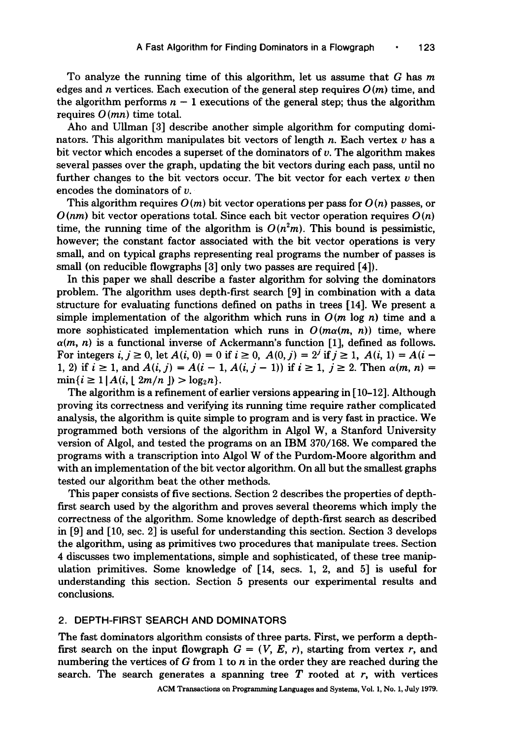To analyze the running time of this algorithm, let us assume that $G$ has $m$ edges and $n$ vertices. Each execution of the general step requires $O(m)$ time, and the algorithm performs $n - 1$ executions of the general step; thus the algorithm requires $O(mn)$ time total.

Aho and Ullman [3] describe another simple algorithm for computing dominators. This algorithm manipulates bit vectors of length $n$. Each vertex $v$ has a bit vector which encodes a superset of the dominators of $v$. The algorithm makes several passes over the graph, updating the bit vectors during each pass, until no further changes to the bit vectors occur. The bit vector for each vertex $v$ then encodes the dominators of $v$.

This algorithm requires $O(m)$ bit vector operations per pass for $O(n)$ passes, or $O(nm)$ bit vector operations total. Since each bit vector operation requires $O(n)$ time, the running time of the algorithm is $O(n^2m)$. This bound is pessimistic, however; the constant factor associated with the bit vector operations is very small, and on typical graphs representing real programs the number of passes is small (on reducible flowgraphs [3] only two passes are required [4]).

In this paper we shall describe a faster algorithm for solving the dominators problem. The algorithm uses depth-first search [9] in combination with a data structure for evaluating functions defined on paths in trees [14]. We present a simple implementation of the algorithm which runs in $O(m \log n)$ time and a more sophisticated implementation which runs in $O(m\alpha(m, n))$ time, where $\alpha(m, n)$ is a functional inverse of Ackermann's function [1], defined as follows. For integers $i, j \geq 0$, let $A(i, 0) = 0$ if $i \geq 0$, $A(0, j) = 2^j$ if $j \geq 1$, $A(i, 1) = A(i - 1, 2)$ if $i \geq 1$, and $A(i, j) = A(i - 1, A(i, j - 1))$ if $i \geq 1$, $j \geq 2$. Then $\alpha(m, n) = \min\{i \geq 1 \mid A(i, \lfloor 2m/n \rfloor) > \log_2 n\}$.

The algorithm is a refinement of earlier versions appearing in [10–12]. Although proving its correctness and verifying its running time require rather complicated analysis, the algorithm is quite simple to program and is very fast in practice. We programmed both versions of the algorithm in Algol W, a Stanford University version of Algol, and tested the programs on an IBM 370/168. We compared the programs with a transcription into Algol W of the Purdom-Moore algorithm and with an implementation of the bit vector algorithm. On all but the smallest graphs tested our algorithm beat the other methods.

This paper consists of five sections. Section 2 describes the properties of depth-first search used by the algorithm and proves several theorems which imply the correctness of the algorithm. Some knowledge of depth-first search as described in [9] and [10, sec. 2] is useful for understanding this section. Section 3 develops the algorithm, using as primitives two procedures that manipulate trees. Section 4 discusses two implementations, simple and sophisticated, of these tree manipulation primitives. Some knowledge of [14, secs. 1, 2, and 5] is useful for understanding this section. Section 5 presents our experimental results and conclusions.

## 2. DEPTH-FIRST SEARCH AND DOMINATORS

The fast dominators algorithm consists of three parts. First, we perform a depth-first search on the input flowgraph $G = (V, E, r)$, starting from vertex $r$, and numbering the vertices of $G$ from 1 to $n$ in the order they are reached during the search. The search generates a spanning tree $T$ rooted at $r$, with vertices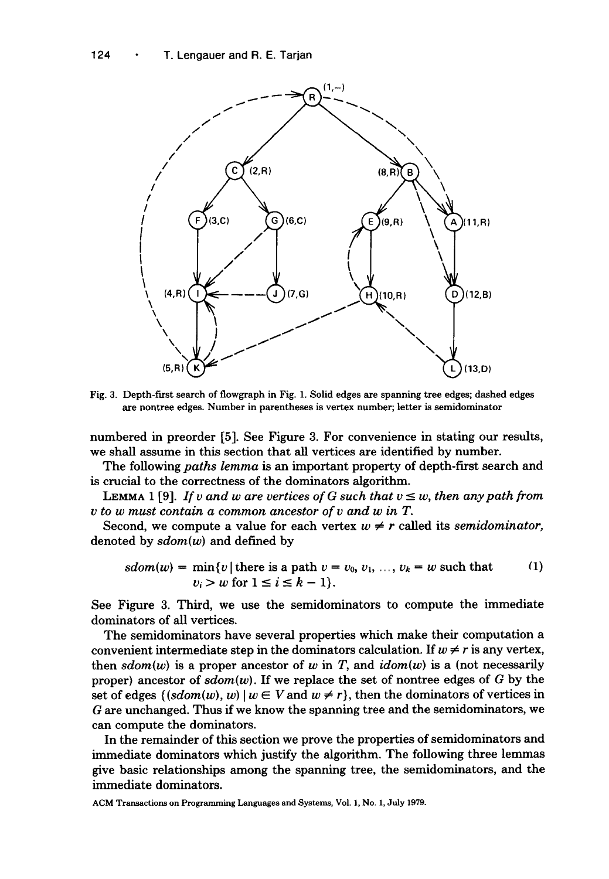Fig. 3. Depth-first search of flowgraph in Fig. 1. Solid edges are spanning tree edges; dashed edges are nontree edges. Number in parentheses is vertex number; letter is semidominator

numbered in preorder [5]. See Figure 3. For convenience in stating our results, we shall assume in this section that all vertices are identified by number.

The following *paths lemma* is an important property of depth-first search and is crucial to the correctness of the dominators algorithm.

LEMMA 1 [9]. *If $v$ and $w$ are vertices of $G$ such that $v \le w$, then any path from $v$ to $w$ must contain a common ancestor of $v$ and $w$ in $T$.*

Second, we compute a value for each vertex $w \neq r$ called its *semidominator*, denoted by $sdom(w)$ and defined by

$$sdom(w) = \min\{v \mid \text{there is a path } v = v_0, v_1, \ldots, v_k = w \text{ such that } v_i > w \text{ for } 1 \le i \le k-1\}. \tag{1}$$

See Figure 3. Third, we use the semidominators to compute the immediate dominators of all vertices.

The semidominators have several properties which make their computation a convenient intermediate step in the dominators calculation. If $w \neq r$ is any vertex, then $sdom(w)$ is a proper ancestor of $w$ in $T$, and $idom(w)$ is a (not necessarily proper) ancestor of $sdom(w)$. If we replace the set of nontree edges of $G$ by the set of edges $\{(sdom(w), w) \mid w \in V \text{ and } w \neq r\}$, then the dominators of vertices in $G$ are unchanged. Thus if we know the spanning tree and the semidominators, we can compute the dominators.

In the remainder of this section we prove the properties of semidominators and immediate dominators which justify the algorithm. The following three lemmas give basic relationships among the spanning tree, the semidominators, and the immediate dominators.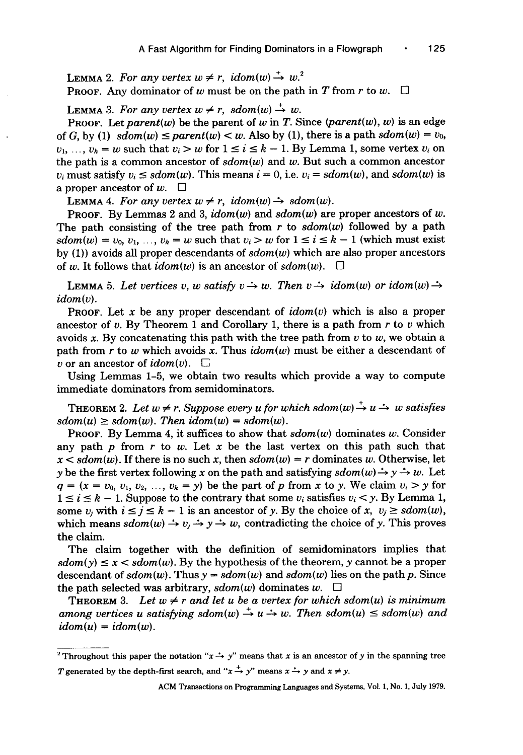**Lemma 2.** *For any vertex $w \neq r$, $idom(w) \xrightarrow{+} w$.*[2]

**Proof.** Any dominator of $w$ must be on the path in $T$ from $r$ to $w$. □

**Lemma 3.** *For any vertex $w \neq r$, $sdom(w) \xrightarrow{+} w$.*

**Proof.** Let $parent(w)$ be the parent of $w$ in $T$. Since $(parent(w), w)$ is an edge of $G$, by (1) $sdom(w) \leq parent(w) < w$. Also by (1), there is a path $sdom(w) = v_0, v_1, \ldots, v_k = w$ such that $v_i > w$ for $1 \leq i \leq k - 1$. By Lemma 1, some vertex $v_i$ on the path is a common ancestor of $sdom(w)$ and $w$. But such a common ancestor $v_i$ must satisfy $v_i \leq sdom(w)$. This means $i = 0$, i.e. $v_i = sdom(w)$, and $sdom(w)$ is a proper ancestor of $w$. □

**Lemma 4.** *For any vertex $w \neq r$, $idom(w) \xrightarrow{*} sdom(w)$.*

**Proof.** By Lemmas 2 and 3, $idom(w)$ and $sdom(w)$ are proper ancestors of $w$. The path consisting of the tree path from $r$ to $sdom(w)$ followed by a path $sdom(w) = v_0, v_1, \ldots, v_k = w$ such that $v_i > w$ for $1 \leq i \leq k - 1$ (which must exist by (1)) avoids all proper descendants of $sdom(w)$ which are also proper ancestors of $w$. It follows that $idom(w)$ is an ancestor of $sdom(w)$. □

**Lemma 5.** *Let vertices $v, w$ satisfy $v \xrightarrow{*} w$. Then $v \xrightarrow{*} idom(w)$ or $idom(w) \xrightarrow{*} idom(v)$.*

**Proof.** Let $x$ be any proper descendant of $idom(v)$ which is also a proper ancestor of $v$. By Theorem 1 and Corollary 1, there is a path from $r$ to $v$ which avoids $x$. By concatenating this path with the tree path from $v$ to $w$, we obtain a path from $r$ to $w$ which avoids $x$. Thus $idom(w)$ must be either a descendant of $v$ or an ancestor of $idom(v)$. □

Using Lemmas 1–5, we obtain two results which provide a way to compute immediate dominators from semidominators.

**Theorem 2.** *Let $w \neq r$. Suppose every $u$ for which $sdom(w) \xrightarrow{+} u \xrightarrow{*} w$ satisfies $sdom(u) \geq sdom(w)$. Then $idom(w) = sdom(w)$.*

**Proof.** By Lemma 4, it suffices to show that $sdom(w)$ dominates $w$. Consider any path $p$ from $r$ to $w$. Let $x$ be the last vertex on this path such that $x < sdom(w)$. If there is no such $x$, then $sdom(w) = r$ dominates $w$. Otherwise, let $y$ be the first vertex following $x$ on the path and satisfying $sdom(w) \xrightarrow{*} y \xrightarrow{*} w$. Let $q = (x = v_0, v_1, v_2, \ldots, v_k = y)$ be the part of $p$ from $x$ to $y$. We claim $v_i > y$ for $1 \leq i \leq k - 1$. Suppose to the contrary that some $v_i$ satisfies $v_i < y$. By Lemma 1, some $v_j$ with $i \leq j \leq k - 1$ is an ancestor of $y$. By the choice of $x$, $v_j \geq sdom(w)$, which means $sdom(w) \xrightarrow{*} v_j \xrightarrow{*} y \xrightarrow{*} w$, contradicting the choice of $y$. This proves the claim.

The claim together with the definition of semidominators implies that $sdom(y) \leq x < sdom(w)$. By the hypothesis of the theorem, $y$ cannot be a proper descendant of $sdom(w)$. Thus $y = sdom(w)$ and $sdom(w)$ lies on the path $p$. Since the path selected was arbitrary, $sdom(w)$ dominates $w$. □

**Theorem 3.** *Let $w \neq r$ and let $u$ be a vertex for which $sdom(u)$ is minimum among vertices $u$ satisfying $sdom(w) \xrightarrow{+} u \xrightarrow{*} w$. Then $sdom(u) \leq sdom(w)$ and $idom(u) = idom(w)$.*

---

[2] Throughout this paper the notation "$x \xrightarrow{*} y$" means that $x$ is an ancestor of $y$ in the spanning tree $T$ generated by the depth-first search, and "$x \xrightarrow{+} y$" means $x \xrightarrow{*} y$ and $x \neq y$.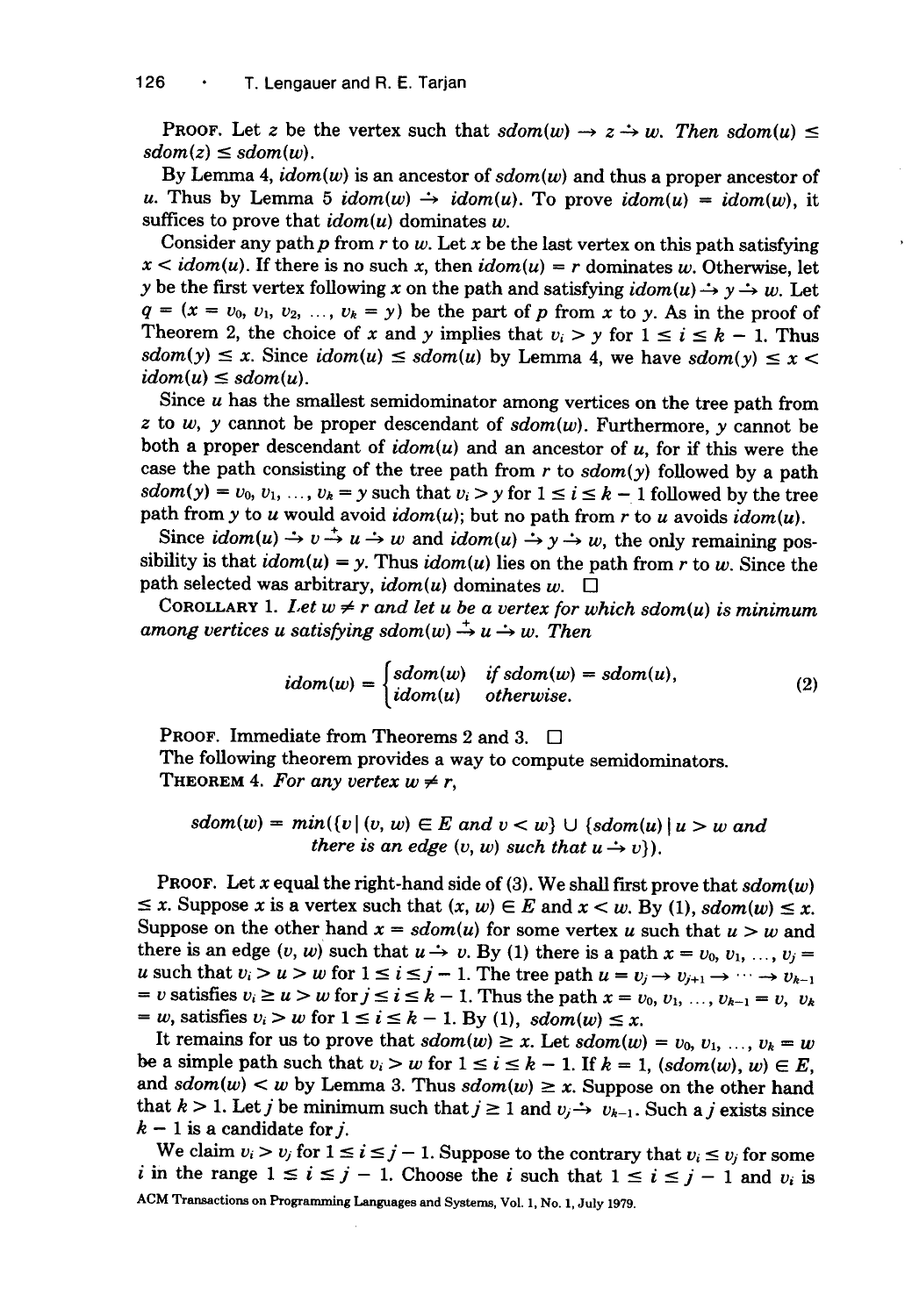**Proof.** Let $z$ be the vertex such that $sdom(w) \rightarrow z \xrightarrow{*} w$. Then $sdom(u) \le sdom(z) \le sdom(w)$.

By Lemma 4, $idom(w)$ is an ancestor of $sdom(w)$ and thus a proper ancestor of $u$. Thus by Lemma 5 $idom(w) \xrightarrow{*} idom(u)$. To prove $idom(u) = idom(w)$, it suffices to prove that $idom(u)$ dominates $w$.

Consider any path $p$ from $r$ to $w$. Let $x$ be the last vertex on this path satisfying $x < idom(u)$. If there is no such $x$, then $idom(u) = r$ dominates $w$. Otherwise, let $y$ be the first vertex following $x$ on the path and satisfying $idom(u) \xrightarrow{*} y \xrightarrow{*} w$. Let $q = (x = v_0, v_1, v_2, \ldots, v_k = y)$ be the part of $p$ from $x$ to $y$. As in the proof of Theorem 2, the choice of $x$ and $y$ implies that $v_i > y$ for $1 \le i \le k - 1$. Thus $sdom(y) \le x$. Since $idom(u) \le sdom(u)$ by Lemma 4, we have $sdom(y) \le x < idom(u) \le sdom(u)$.

Since $u$ has the smallest semidominator among vertices on the tree path from $z$ to $w$, $y$ cannot be proper descendant of $sdom(w)$. Furthermore, $y$ cannot be both a proper descendant of $idom(u)$ and an ancestor of $u$, for if this were the case the path consisting of the tree path from $r$ to $sdom(y)$ followed by a path $sdom(y) = v_0, v_1, \ldots, v_k = y$ such that $v_i > y$ for $1 \le i \le k - 1$ followed by the tree path from $y$ to $u$ would avoid $idom(u)$; but no path from $r$ to $u$ avoids $idom(u)$.

Since $idom(u) \xrightarrow{*} v \xrightarrow{+} u \xrightarrow{*} w$ and $idom(u) \xrightarrow{*} y \xrightarrow{*} w$, the only remaining possibility is that $idom(u) = y$. Thus $idom(u)$ lies on the path from $r$ to $w$. Since the path selected was arbitrary, $idom(u)$ dominates $w$. □

**Corollary 1.** *Let $w \ne r$ and let $u$ be a vertex for which $sdom(u)$ is minimum among vertices $u$ satisfying $sdom(w) \xrightarrow{+} u \xrightarrow{*} w$. Then*

$$idom(w) = \begin{cases} sdom(w) & \text{if } sdom(w) = sdom(u), \\ idom(u) & \text{otherwise.} \end{cases} \tag{2}$$

**Proof.** Immediate from Theorems 2 and 3. □

The following theorem provides a way to compute semidominators.

**Theorem 4.** *For any vertex $w \ne r$,*

$$sdom(w) = \min(\{v \mid (v, w) \in E \text{ and } v < w\} \cup \{sdom(u) \mid u > w \text{ and there is an edge } (v, w) \text{ such that } u \xrightarrow{*} v\}).$$

**Proof.** Let $x$ equal the right-hand side of (3). We shall first prove that $sdom(w) \le x$. Suppose $x$ is a vertex such that $(x, w) \in E$ and $x < w$. By (1), $sdom(w) \le x$. Suppose on the other hand $x = sdom(u)$ for some vertex $u$ such that $u > w$ and there is an edge $(v, w)$ such that $u \xrightarrow{*} v$. By (1) there is a path $x = v_0, v_1, \ldots, v_j = u$ such that $v_i > u > w$ for $1 \le i \le j - 1$. The tree path $u = v_j \rightarrow v_{j+1} \rightarrow \cdots \rightarrow v_{k-1} = v$ satisfies $v_i \ge u > w$ for $j \le i \le k - 1$. Thus the path $x = v_0, v_1, \ldots, v_{k-1} = v$, $v_k = w$, satisfies $v_i > w$ for $1 \le i \le k - 1$. By (1), $sdom(w) \le x$.

It remains for us to prove that $sdom(w) \ge x$. Let $sdom(w) = v_0, v_1, \ldots, v_k = w$ be a simple path such that $v_i > w$ for $1 \le i \le k - 1$. If $k = 1$, $(sdom(w), w) \in E$, and $sdom(w) < w$ by Lemma 3. Thus $sdom(w) \ge x$. Suppose on the other hand that $k > 1$. Let $j$ be minimum such that $j \ge 1$ and $v_j \xrightarrow{*} v_{k-1}$. Such a $j$ exists since $k - 1$ is a candidate for $j$.

We claim $v_i > v_j$ for $1 \le i \le j - 1$. Suppose to the contrary that $v_i \le v_j$ for some $i$ in the range $1 \le i \le j - 1$. Choose the $i$ such that $1 \le i \le j - 1$ and $v_i$ is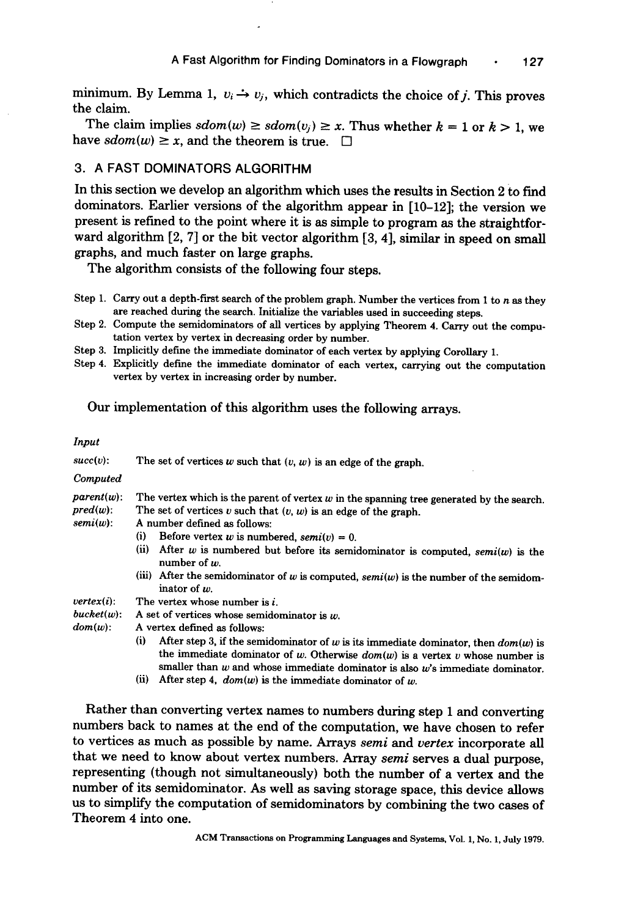minimum. By Lemma 1, $v_i \xrightarrow{*} v_j$, which contradicts the choice of $j$. This proves the claim.

The claim implies $sdom(w) \geq sdom(v_j) \geq x$. Thus whether $k = 1$ or $k > 1$, we have $sdom(w) \geq x$, and the theorem is true. □

## 3. A FAST DOMINATORS ALGORITHM

In this section we develop an algorithm which uses the results in Section 2 to find dominators. Earlier versions of the algorithm appear in [10–12]; the version we present is refined to the point where it is as simple to program as the straightforward algorithm [2, 7] or the bit vector algorithm [3, 4], similar in speed on small graphs, and much faster on large graphs.

The algorithm consists of the following four steps.

Step 1. Carry out a depth-first search of the problem graph. Number the vertices from 1 to $n$ as they are reached during the search. Initialize the variables used in succeeding steps.

Step 2. Compute the semidominators of all vertices by applying Theorem 4. Carry out the computation vertex by vertex in decreasing order by number.

Step 3. Implicitly define the immediate dominator of each vertex by applying Corollary 1.

Step 4. Explicitly define the immediate dominator of each vertex, carrying out the computation vertex by vertex in increasing order by number.

Our implementation of this algorithm uses the following arrays.

*Input*

*succ*($v$): The set of vertices $w$ such that $(v, w)$ is an edge of the graph.

*Computed*

*parent*($w$): The vertex which is the parent of vertex $w$ in the spanning tree generated by the search.

*pred*($w$): The set of vertices $v$ such that $(v, w)$ is an edge of the graph.

*semi*($w$): A number defined as follows:
- (i) Before vertex $w$ is numbered, $semi(v) = 0$.
- (ii) After $w$ is numbered but before its semidominator is computed, $semi(w)$ is the number of $w$.
- (iii) After the semidominator of $w$ is computed, $semi(w)$ is the number of the semidominator of $w$.

*vertex*($i$): The vertex whose number is $i$.

*bucket*($w$): A set of vertices whose semidominator is $w$.

*dom*($w$): A vertex defined as follows:
- (i) After step 3, if the semidominator of $w$ is its immediate dominator, then $dom(w)$ is the immediate dominator of $w$. Otherwise $dom(w)$ is a vertex $v$ whose number is smaller than $w$ and whose immediate dominator is also $w$'s immediate dominator.
- (ii) After step 4, $dom(w)$ is the immediate dominator of $w$.

Rather than converting vertex names to numbers during step 1 and converting numbers back to names at the end of the computation, we have chosen to refer to vertices as much as possible by name. Arrays *semi* and *vertex* incorporate all that we need to know about vertex numbers. Array *semi* serves a dual purpose, representing (though not simultaneously) both the number of a vertex and the number of its semidominator. As well as saving storage space, this device allows us to simplify the computation of semidominators by combining the two cases of Theorem 4 into one.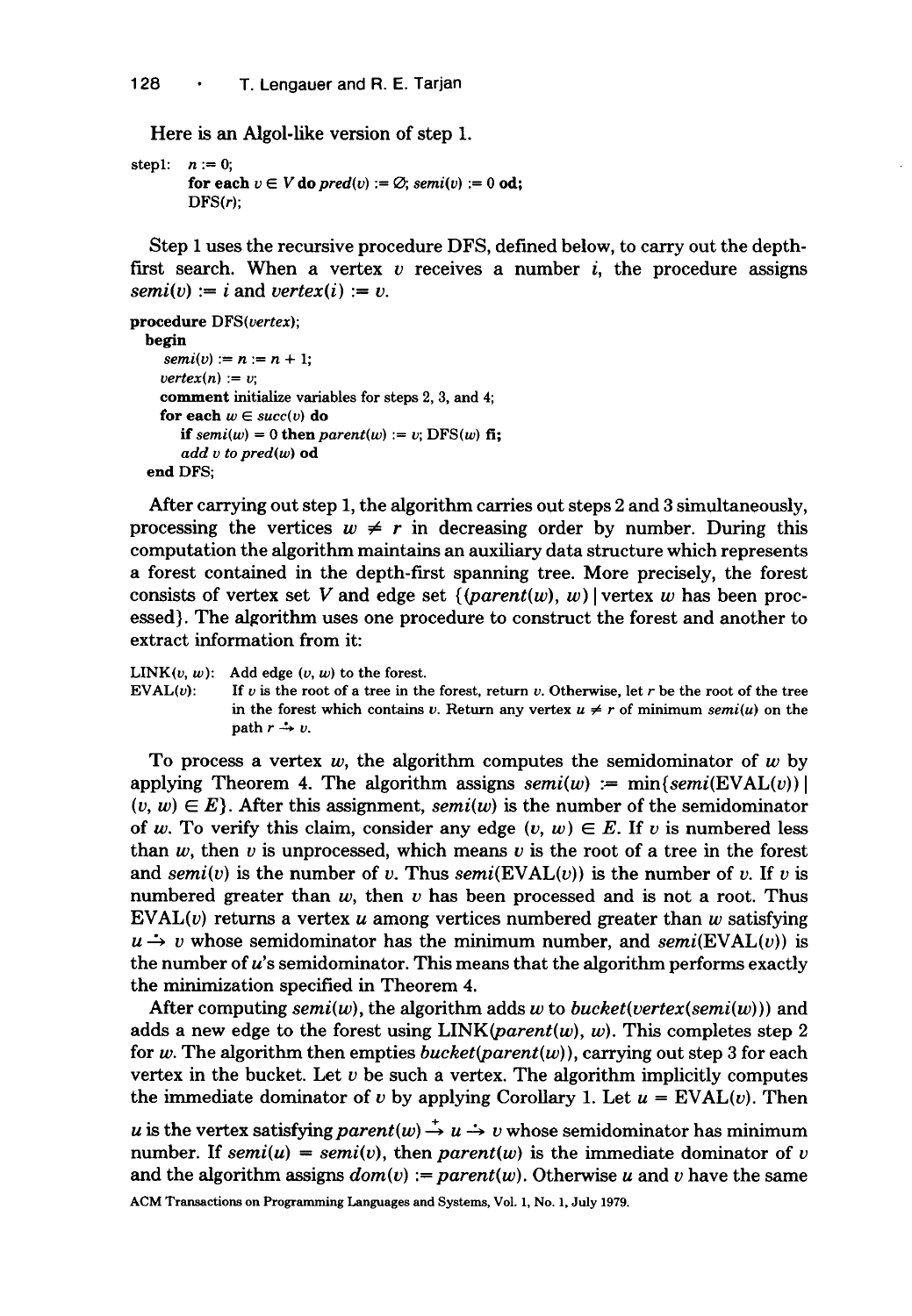Here is an Algol-like version of step 1.

```
step1:  n := 0;
        for each v ∈ V do pred(v) := ∅; semi(v) := 0 od;
        DFS(r);
```

Step 1 uses the recursive procedure DFS, defined below, to carry out the depth-first search. When a vertex $v$ receives a number $i$, the procedure assigns $semi(v) := i$ and $vertex(i) := v$.

```
procedure DFS(vertex);
  begin
    semi(v) := n := n + 1;
    vertex(n) := v;
    comment initialize variables for steps 2, 3, and 4;
    for each w ∈ succ(v) do
      if semi(w) = 0 then parent(w) := v; DFS(w) fi;
      add v to pred(w) od
  end DFS;
```

After carrying out step 1, the algorithm carries out steps 2 and 3 simultaneously, processing the vertices $w \neq r$ in decreasing order by number. During this computation the algorithm maintains an auxiliary data structure which represents a forest contained in the depth-first spanning tree. More precisely, the forest consists of vertex set $V$ and edge set $\{(parent(w), w) \mid \text{vertex } w \text{ has been processed}\}$. The algorithm uses one procedure to construct the forest and another to extract information from it:

LINK$(v, w)$: Add edge $(v, w)$ to the forest.

EVAL$(v)$: If $v$ is the root of a tree in the forest, return $v$. Otherwise, let $r$ be the root of the tree in the forest which contains $v$. Return any vertex $u \neq r$ of minimum $semi(u)$ on the path $r \overset{*}{\rightarrow} v$.

To process a vertex $w$, the algorithm computes the semidominator of $w$ by applying Theorem 4. The algorithm assigns $semi(w) := \min\{semi(\text{EVAL}(v)) \mid (v, w) \in E\}$. After this assignment, $semi(w)$ is the number of the semidominator of $w$. To verify this claim, consider any edge $(v, w) \in E$. If $v$ is numbered less than $w$, then $v$ is unprocessed, which means $v$ is the root of a tree in the forest and $semi(v)$ is the number of $v$. Thus $semi(\text{EVAL}(v))$ is the number of $v$. If $v$ is numbered greater than $w$, then $v$ has been processed and is not a root. Thus EVAL$(v)$ returns a vertex $u$ among vertices numbered greater than $w$ satisfying $u \overset{*}{\rightarrow} v$ whose semidominator has the minimum number, and $semi(\text{EVAL}(v))$ is the number of $u$'s semidominator. This means that the algorithm performs exactly the minimization specified in Theorem 4.

After computing $semi(w)$, the algorithm adds $w$ to $bucket(vertex(semi(w)))$ and adds a new edge to the forest using LINK$(parent(w), w)$. This completes step 2 for $w$. The algorithm then empties $bucket(parent(w))$, carrying out step 3 for each vertex in the bucket. Let $v$ be such a vertex. The algorithm implicitly computes the immediate dominator of $v$ by applying Corollary 1. Let $u = \text{EVAL}(v)$. Then $u$ is the vertex satisfying $parent(w) \overset{+}{\rightarrow} u \overset{*}{\rightarrow} v$ whose semidominator has minimum number. If $semi(u) = semi(v)$, then $parent(w)$ is the immediate dominator of $v$ and the algorithm assigns $dom(v) := parent(w)$. Otherwise $u$ and $v$ have the same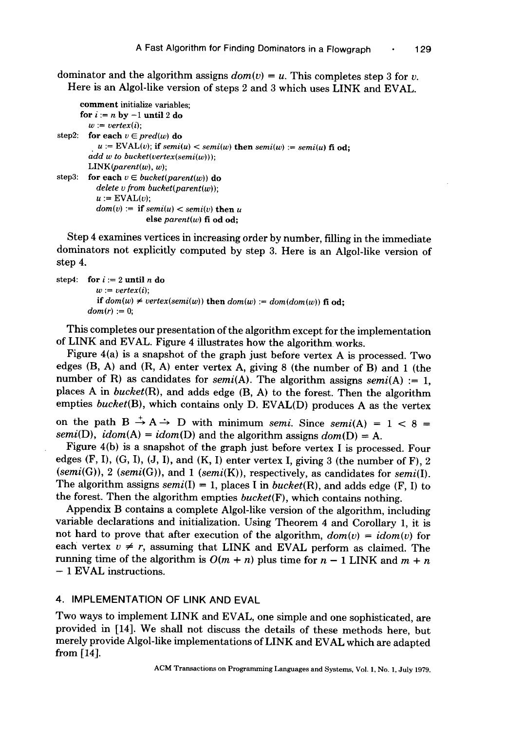dominator and the algorithm assigns $dom(v) = u$. This completes step 3 for $v$.

Here is an Algol-like version of steps 2 and 3 which uses LINK and EVAL.

```
      comment initialize variables;
      for i := n by -1 until 2 do
        w := vertex(i);
step2:  for each v ∈ pred(w) do
          u := EVAL(v); if semi(u) < semi(w) then semi(w) := semi(u) fi od;
        add w to bucket(vertex(semi(w)));
        LINK(parent(w), w);
step3:  for each v ∈ bucket(parent(w)) do
          delete v from bucket(parent(w));
          u := EVAL(v);
          dom(v) := if semi(u) < semi(v) then u
                        else parent(w) fi od od;
```

Step 4 examines vertices in increasing order by number, filling in the immediate dominators not explicitly computed by step 3. Here is an Algol-like version of step 4.

```
step4:  for i := 2 until n do
          w := vertex(i);
          if dom(w) ≠ vertex(semi(w)) then dom(w) := dom(dom(w)) fi od;
        dom(r) := 0;
```

This completes our presentation of the algorithm except for the implementation of LINK and EVAL. Figure 4 illustrates how the algorithm works.

Figure 4(a) is a snapshot of the graph just before vertex A is processed. Two edges (B, A) and (R, A) enter vertex A, giving 8 (the number of B) and 1 (the number of R) as candidates for *semi*(A). The algorithm assigns *semi*(A) := 1, places A in *bucket*(R), and adds edge (B, A) to the forest. Then the algorithm empties *bucket*(B), which contains only D. EVAL(D) produces A as the vertex on the path $B \xrightarrow{+} A \overset{*}{\dashrightarrow} D$ with minimum *semi*. Since $semi(A) = 1 < 8 = semi(D)$, $idom(A) = idom(D)$ and the algorithm assigns $dom(D) = A$.

Figure 4(b) is a snapshot of the graph just before vertex I is processed. Four edges (F, I), (G, I), (J, I), and (K, I) enter vertex I, giving 3 (the number of F), 2 (*semi*(G)), 2 (*semi*(G)), and 1 (*semi*(K)), respectively, as candidates for *semi*(I). The algorithm assigns *semi*(I) = 1, places I in *bucket*(R), and adds edge (F, I) to the forest. Then the algorithm empties *bucket*(F), which contains nothing.

Appendix B contains a complete Algol-like version of the algorithm, including variable declarations and initialization. Using Theorem 4 and Corollary 1, it is not hard to prove that after execution of the algorithm, $dom(v) = idom(v)$ for each vertex $v \neq r$, assuming that LINK and EVAL perform as claimed. The running time of the algorithm is $O(m + n)$ plus time for $n - 1$ LINK and $m + n - 1$ EVAL instructions.

## 4. IMPLEMENTATION OF LINK AND EVAL

Two ways to implement LINK and EVAL, one simple and one sophisticated, are provided in [14]. We shall not discuss the details of these methods here, but merely provide Algol-like implementations of LINK and EVAL which are adapted from [14].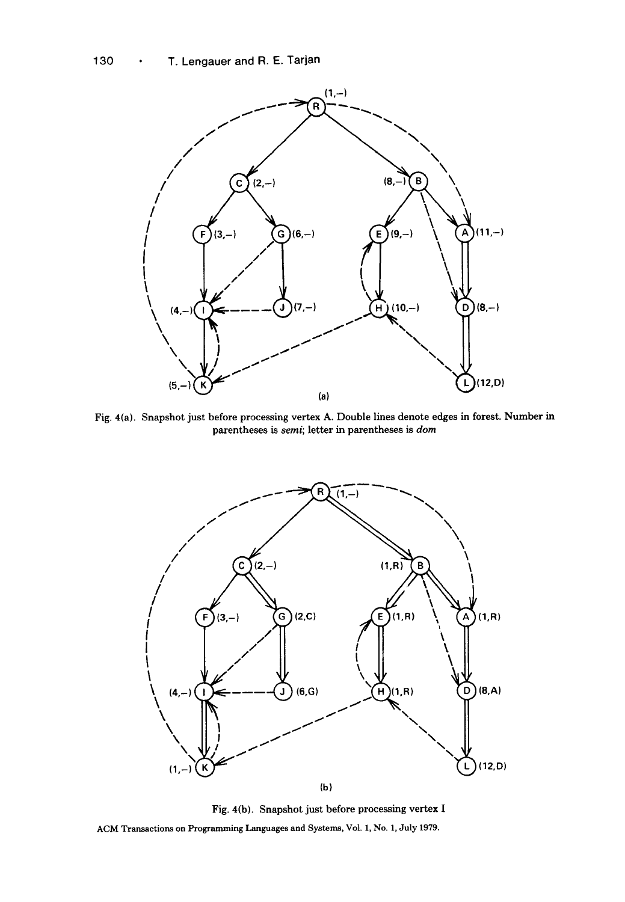Fig. 4(a). Snapshot just before processing vertex A. Double lines denote edges in forest. Number in parentheses is *semi*; letter in parentheses is *dom*

Fig. 4(b). Snapshot just before processing vertex I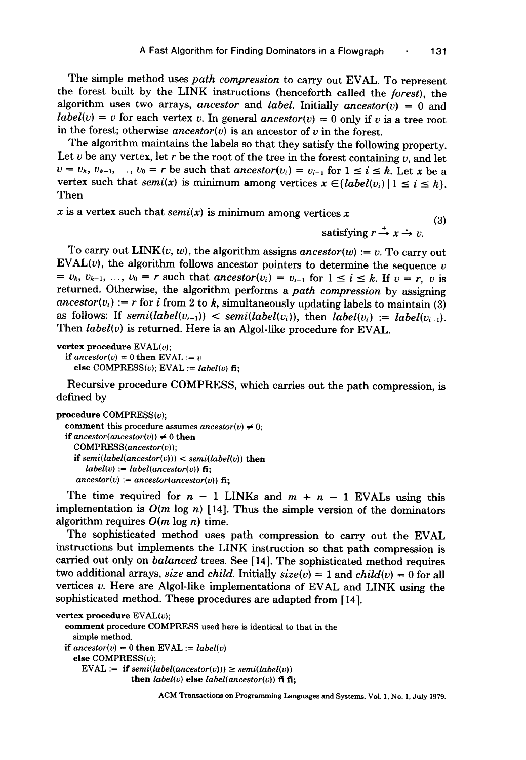The simple method uses *path compression* to carry out EVAL. To represent the forest built by the LINK instructions (henceforth called the *forest*), the algorithm uses two arrays, *ancestor* and *label*. Initially $ancestor(v) = 0$ and $label(v) = v$ for each vertex $v$. In general $ancestor(v) = 0$ only if $v$ is a tree root in the forest; otherwise $ancestor(v)$ is an ancestor of $v$ in the forest.

The algorithm maintains the labels so that they satisfy the following property. Let $v$ be any vertex, let $r$ be the root of the tree in the forest containing $v$, and let $v = v_k, v_{k-1}, \ldots, v_0 = r$ be such that $ancestor(v_i) = v_{i-1}$ for $1 \le i \le k$. Let $x$ be a vertex such that $semi(x)$ is minimum among vertices $x \in \{label(v_i) \mid 1 \le i \le k\}$. Then

$$x \text{ is a vertex such that } semi(x) \text{ is minimum among vertices } x \text{ satisfying } r \xrightarrow{+} x \xrightarrow{*} v. \tag{3}$$

To carry out LINK($v$, $w$), the algorithm assigns $ancestor(w) := v$. To carry out EVAL($v$), the algorithm follows ancestor pointers to determine the sequence $v = v_k, v_{k-1}, \ldots, v_0 = r$ such that $ancestor(v_i) = v_{i-1}$ for $1 \le i \le k$. If $v = r$, $v$ is returned. Otherwise, the algorithm performs a *path compression* by assigning $ancestor(v_i) := r$ for $i$ from 2 to $k$, simultaneously updating labels to maintain (3) as follows: If $semi(label(v_{i-1})) < semi(label(v_i))$, then $label(v_i) := label(v_{i-1})$. Then $label(v)$ is returned. Here is an Algol-like procedure for EVAL.

```
vertex procedure EVAL(v);
  if ancestor(v) = 0 then EVAL := v
    else COMPRESS(v); EVAL := label(v) fi;
```

Recursive procedure COMPRESS, which carries out the path compression, is defined by

```
procedure COMPRESS(v);
  comment this procedure assumes ancestor(v) ≠ 0;
  if ancestor(ancestor(v)) ≠ 0 then
    COMPRESS(ancestor(v));
    if semi(label(ancestor(v))) < semi(label(v)) then
       label(v) := label(ancestor(v)) fi;
    ancestor(v) := ancestor(ancestor(v)) fi;
```

The time required for $n - 1$ LINKs and $m + n - 1$ EVALs using this implementation is $O(m \log n)$ [14]. Thus the simple version of the dominators algorithm requires $O(m \log n)$ time.

The sophisticated method uses path compression to carry out the EVAL instructions but implements the LINK instruction so that path compression is carried out only on *balanced* trees. See [14]. The sophisticated method requires two additional arrays, *size* and *child*. Initially $size(v) = 1$ and $child(v) = 0$ for all vertices $v$. Here are Algol-like implementations of EVAL and LINK using the sophisticated method. These procedures are adapted from [14].

```
vertex procedure EVAL(v);
  comment procedure COMPRESS used here is identical to that in the
    simple method.
  if ancestor(v) = 0 then EVAL := label(v)
    else COMPRESS(v);
      EVAL := if semi(label(ancestor(v))) ≥ semi(label(v))
              then label(v) else label(ancestor(v)) fi fi;
```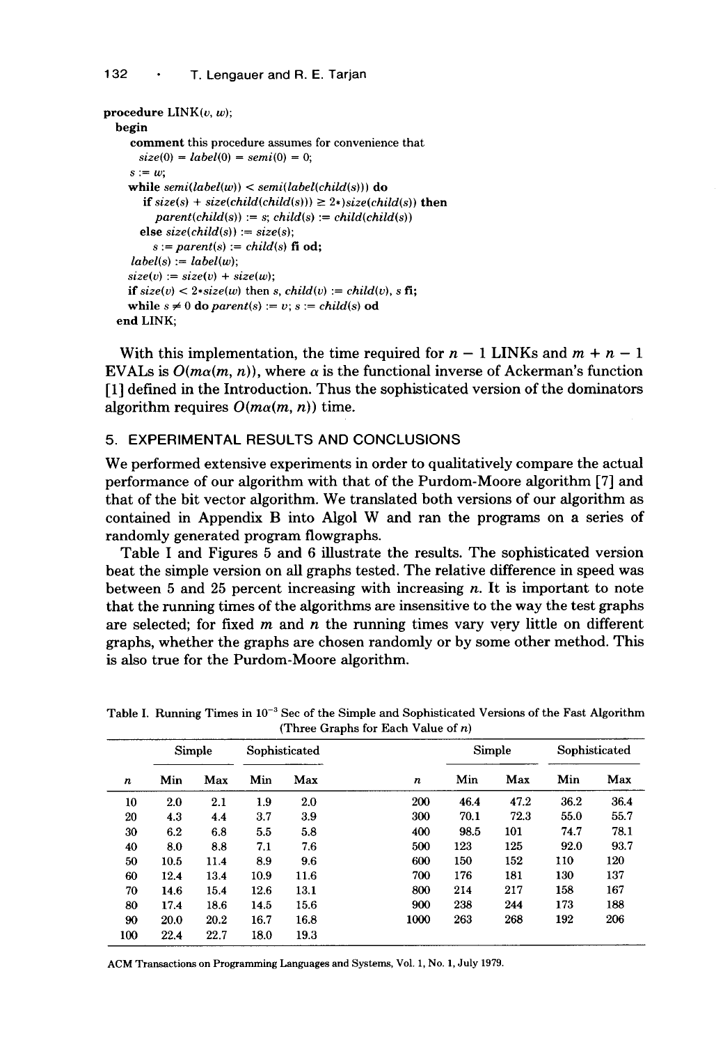```
procedure LINK(v, w);
  begin
    comment this procedure assumes for convenience that
      size(0) = label(0) = semi(0) = 0;
    s := w;
    while semi(label(w)) < semi(label(child(s))) do
      if size(s) + size(child(child(s))) ≥ 2*)size(child(s)) then
        parent(child(s)) := s; child(s) := child(child(s))
      else size(child(s)) := size(s);
        s := parent(s) := child(s) fi od;
    label(s) := label(w);
    size(v) := size(v) + size(w);
    if size(v) < 2*size(w) then s, child(v) := child(v), s fi;
    while s ≠ 0 do parent(s) := v; s := child(s) od
  end LINK;
```

With this implementation, the time required for $n - 1$ LINKs and $m + n - 1$ EVALs is $O(m\alpha(m, n))$, where $\alpha$ is the functional inverse of Ackerman's function [1] defined in the Introduction. Thus the sophisticated version of the dominators algorithm requires $O(m\alpha(m, n))$ time.

## 5. EXPERIMENTAL RESULTS AND CONCLUSIONS

We performed extensive experiments in order to qualitatively compare the actual performance of our algorithm with that of the Purdom-Moore algorithm [7] and that of the bit vector algorithm. We translated both versions of our algorithm as contained in Appendix B into Algol W and ran the programs on a series of randomly generated program flowgraphs.

Table I and Figures 5 and 6 illustrate the results. The sophisticated version beat the simple version on all graphs tested. The relative difference in speed was between 5 and 25 percent increasing with increasing $n$. It is important to note that the running times of the algorithms are insensitive to the way the test graphs are selected; for fixed $m$ and $n$ the running times vary very little on different graphs, whether the graphs are chosen randomly or by some other method. This is also true for the Purdom-Moore algorithm.

Table I. Running Times in $10^{-3}$ Sec of the Simple and Sophisticated Versions of the Fast Algorithm (Three Graphs for Each Value of $n$)

| | Simple | | Sophisticated | | | Simple | | Sophisticated | |
|---|---|---|---|---|---|---|---|---|---|
| $n$ | Min | Max | Min | Max | $n$ | Min | Max | Min | Max |
| 10 | 2.0 | 2.1 | 1.9 | 2.0 | 200 | 46.4 | 47.2 | 36.2 | 36.4 |
| 20 | 4.3 | 4.4 | 3.7 | 3.9 | 300 | 70.1 | 72.3 | 55.0 | 55.7 |
| 30 | 6.2 | 6.8 | 5.5 | 5.8 | 400 | 98.5 | 101 | 74.7 | 78.1 |
| 40 | 8.0 | 8.8 | 7.1 | 7.6 | 500 | 123 | 125 | 92.0 | 93.7 |
| 50 | 10.5 | 11.4 | 8.9 | 9.6 | 600 | 150 | 152 | 110 | 120 |
| 60 | 12.4 | 13.4 | 10.9 | 11.6 | 700 | 176 | 181 | 130 | 137 |
| 70 | 14.6 | 15.4 | 12.6 | 13.1 | 800 | 214 | 217 | 158 | 167 |
| 80 | 17.4 | 18.6 | 14.5 | 15.6 | 900 | 238 | 244 | 173 | 188 |
| 90 | 20.0 | 20.2 | 16.7 | 16.8 | 1000 | 263 | 268 | 192 | 206 |
| 100 | 22.4 | 22.7 | 18.0 | 19.3 | | | | | |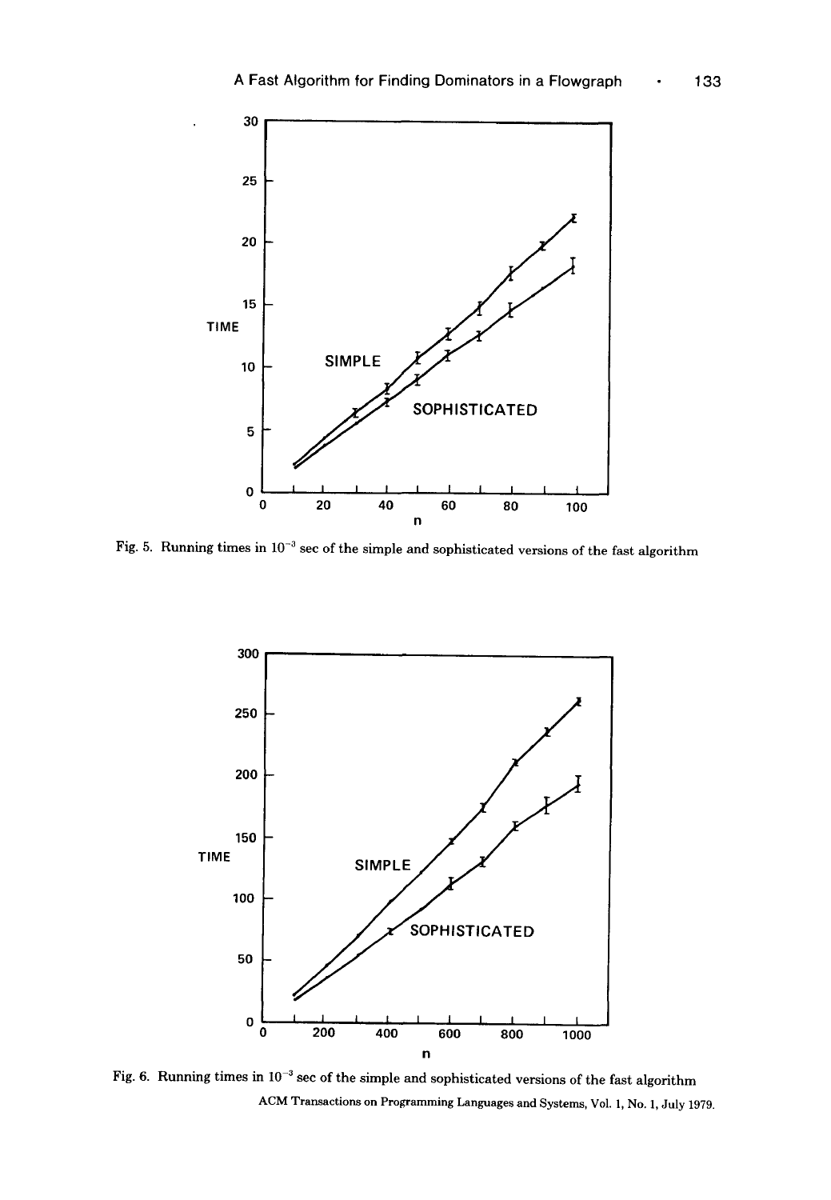Fig. 5. Running times in $10^{-3}$ sec of the simple and sophisticated versions of the fast algorithm

Fig. 6. Running times in $10^{-3}$ sec of the simple and sophisticated versions of the fast algorithm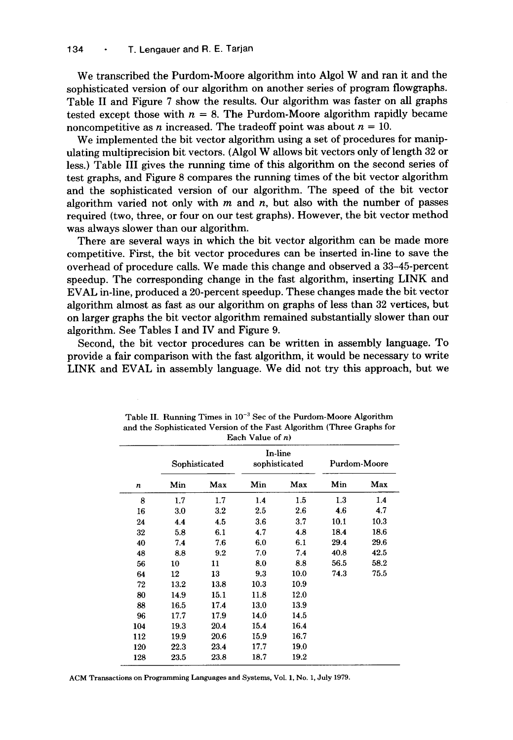We transcribed the Purdom-Moore algorithm into Algol W and ran it and the sophisticated version of our algorithm on another series of program flowgraphs. Table II and Figure 7 show the results. Our algorithm was faster on all graphs tested except those with $n = 8$. The Purdom-Moore algorithm rapidly became noncompetitive as $n$ increased. The tradeoff point was about $n = 10$.

We implemented the bit vector algorithm using a set of procedures for manipulating multiprecision bit vectors. (Algol W allows bit vectors only of length 32 or less.) Table III gives the running time of this algorithm on the second series of test graphs, and Figure 8 compares the running times of the bit vector algorithm and the sophisticated version of our algorithm. The speed of the bit vector algorithm varied not only with $m$ and $n$, but also with the number of passes required (two, three, or four on our test graphs). However, the bit vector method was always slower than our algorithm.

There are several ways in which the bit vector algorithm can be made more competitive. First, the bit vector procedures can be inserted in-line to save the overhead of procedure calls. We made this change and observed a 33–45-percent speedup. The corresponding change in the fast algorithm, inserting LINK and EVAL in-line, produced a 20-percent speedup. These changes made the bit vector algorithm almost as fast as our algorithm on graphs of less than 32 vertices, but on larger graphs the bit vector algorithm remained substantially slower than our algorithm. See Tables I and IV and Figure 9.

Second, the bit vector procedures can be written in assembly language. To provide a fair comparison with the fast algorithm, it would be necessary to write LINK and EVAL in assembly language. We did not try this approach, but we

Table II. Running Times in $10^{-3}$ Sec of the Purdom-Moore Algorithm and the Sophisticated Version of the Fast Algorithm (Three Graphs for Each Value of $n$)

| | Sophisticated | | In-line sophisticated | | Purdom-Moore | |
|---|---|---|---|---|---|---|
| $n$ | Min | Max | Min | Max | Min | Max |
| 8 | 1.7 | 1.7 | 1.4 | 1.5 | 1.3 | 1.4 |
| 16 | 3.0 | 3.2 | 2.5 | 2.6 | 4.6 | 4.7 |
| 24 | 4.4 | 4.5 | 3.6 | 3.7 | 10.1 | 10.3 |
| 32 | 5.8 | 6.1 | 4.7 | 4.8 | 18.4 | 18.6 |
| 40 | 7.4 | 7.6 | 6.0 | 6.1 | 29.4 | 29.6 |
| 48 | 8.8 | 9.2 | 7.0 | 7.4 | 40.8 | 42.5 |
| 56 | 10 | 11 | 8.0 | 8.8 | 56.5 | 58.2 |
| 64 | 12 | 13 | 9.3 | 10.0 | 74.3 | 75.5 |
| 72 | 13.2 | 13.8 | 10.3 | 10.9 | | |
| 80 | 14.9 | 15.1 | 11.8 | 12.0 | | |
| 88 | 16.5 | 17.4 | 13.0 | 13.9 | | |
| 96 | 17.7 | 17.9 | 14.0 | 14.5 | | |
| 104 | 19.3 | 20.4 | 15.4 | 16.4 | | |
| 112 | 19.9 | 20.6 | 15.9 | 16.7 | | |
| 120 | 22.3 | 23.4 | 17.7 | 19.0 | | |
| 128 | 23.5 | 23.8 | 18.7 | 19.2 | | |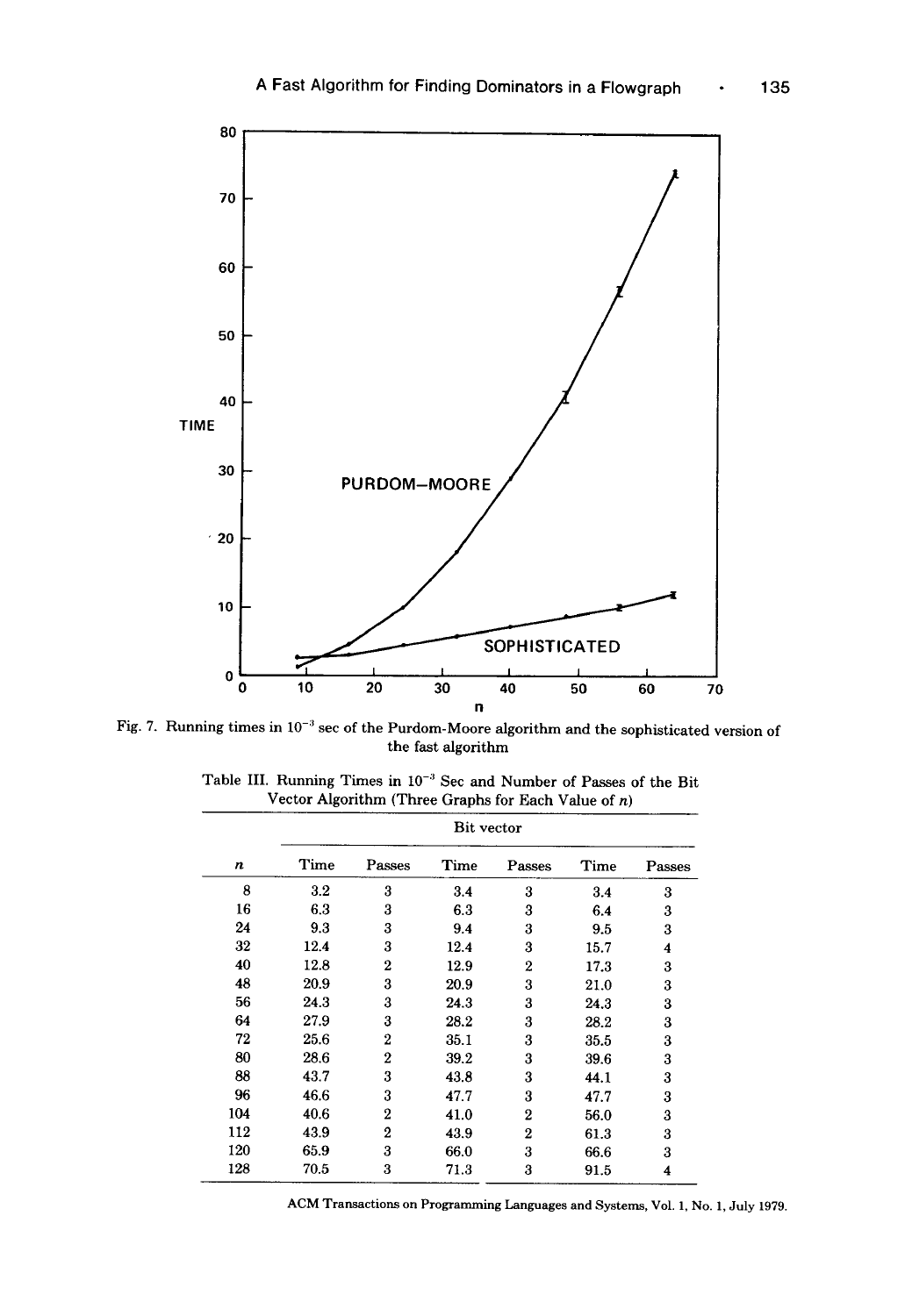Fig. 7. Running times in $10^{-3}$ sec of the Purdom-Moore algorithm and the sophisticated version of the fast algorithm

Table III. Running Times in $10^{-3}$ Sec and Number of Passes of the Bit Vector Algorithm (Three Graphs for Each Value of $n$)

| | Bit vector | | | | | |
|---|---|---|---|---|---|---|
| $n$ | Time | Passes | Time | Passes | Time | Passes |
| 8 | 3.2 | 3 | 3.4 | 3 | 3.4 | 3 |
| 16 | 6.3 | 3 | 6.3 | 3 | 6.4 | 3 |
| 24 | 9.3 | 3 | 9.4 | 3 | 9.5 | 3 |
| 32 | 12.4 | 3 | 12.4 | 3 | 15.7 | 4 |
| 40 | 12.8 | 2 | 12.9 | 2 | 17.3 | 3 |
| 48 | 20.9 | 3 | 20.9 | 3 | 21.0 | 3 |
| 56 | 24.3 | 3 | 24.3 | 3 | 24.3 | 3 |
| 64 | 27.9 | 3 | 28.2 | 3 | 28.2 | 3 |
| 72 | 25.6 | 2 | 35.1 | 3 | 35.5 | 3 |
| 80 | 28.6 | 2 | 39.2 | 3 | 39.6 | 3 |
| 88 | 43.7 | 3 | 43.8 | 3 | 44.1 | 3 |
| 96 | 46.6 | 3 | 47.7 | 3 | 47.7 | 3 |
| 104 | 40.6 | 2 | 41.0 | 2 | 56.0 | 3 |
| 112 | 43.9 | 2 | 43.9 | 2 | 61.3 | 3 |
| 120 | 65.9 | 3 | 66.0 | 3 | 66.6 | 3 |
| 128 | 70.5 | 3 | 71.3 | 3 | 91.5 | 4 |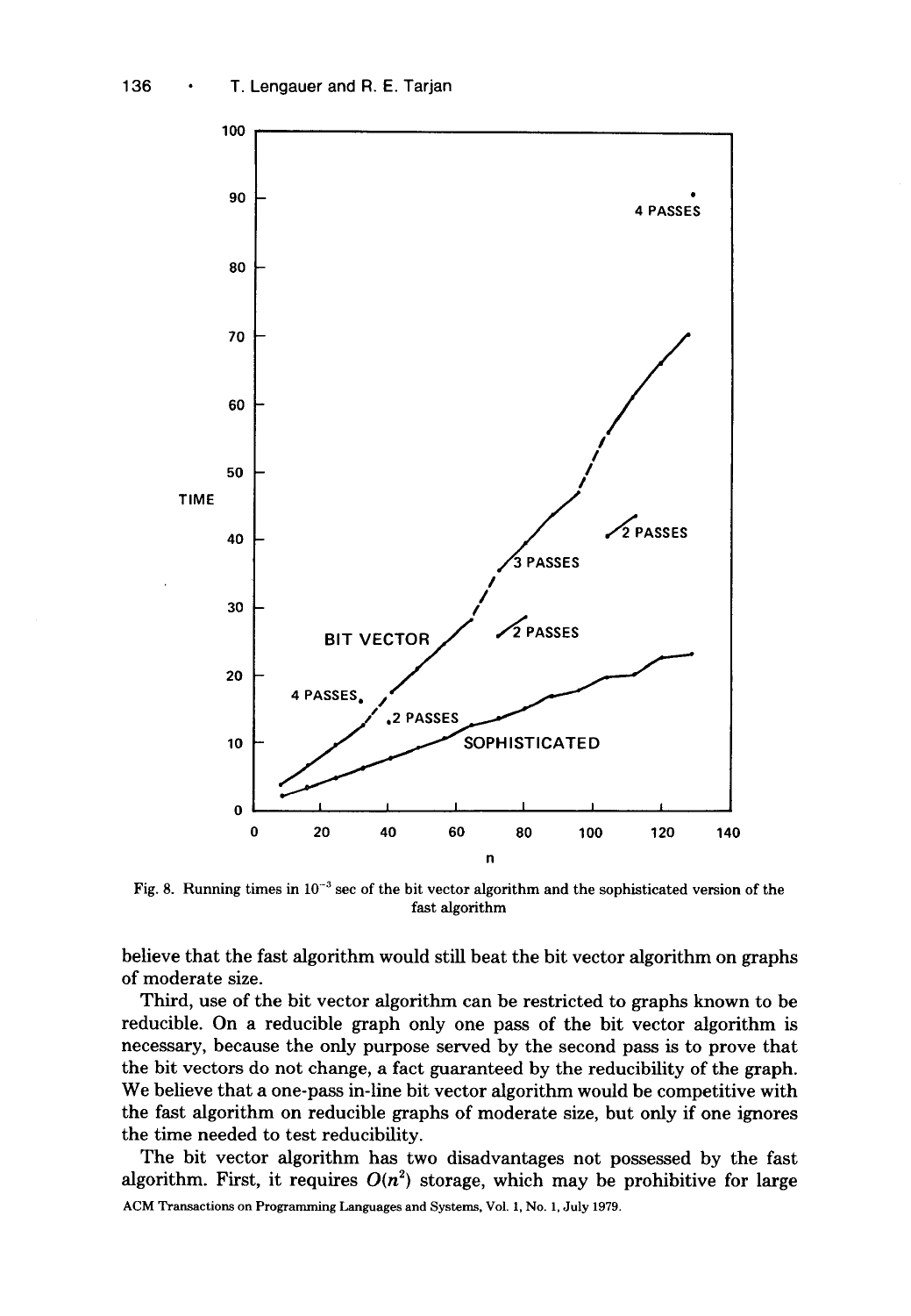Fig. 8. Running times in $10^{-3}$ sec of the bit vector algorithm and the sophisticated version of the fast algorithm

believe that the fast algorithm would still beat the bit vector algorithm on graphs of moderate size.

Third, use of the bit vector algorithm can be restricted to graphs known to be reducible. On a reducible graph only one pass of the bit vector algorithm is necessary, because the only purpose served by the second pass is to prove that the bit vectors do not change, a fact guaranteed by the reducibility of the graph. We believe that a one-pass in-line bit vector algorithm would be competitive with the fast algorithm on reducible graphs of moderate size, but only if one ignores the time needed to test reducibility.

The bit vector algorithm has two disadvantages not possessed by the fast algorithm. First, it requires $O(n^2)$ storage, which may be prohibitive for large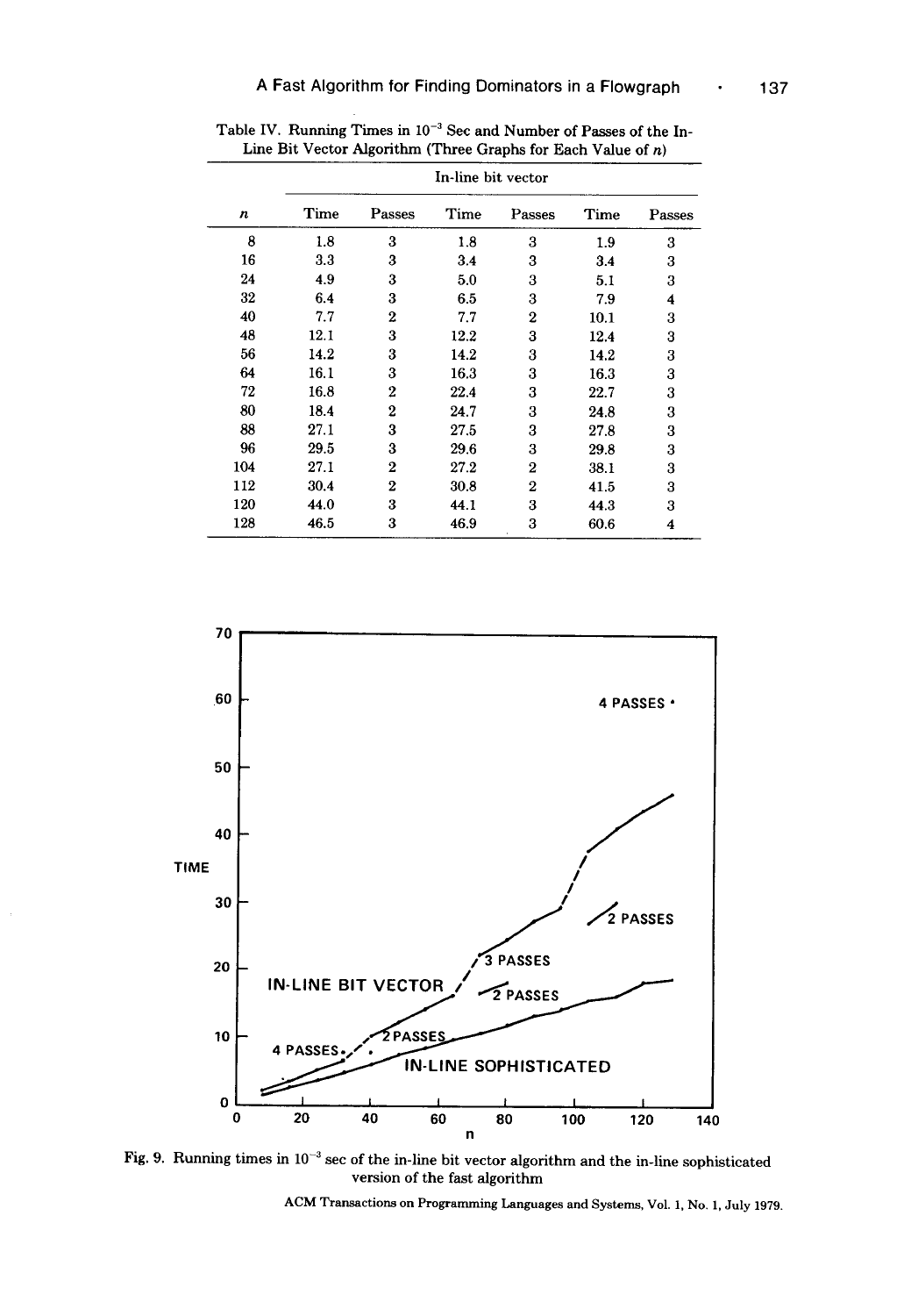Table IV. Running Times in $10^{-3}$ Sec and Number of Passes of the In-Line Bit Vector Algorithm (Three Graphs for Each Value of $n$)

| | In-line bit vector | | | | | |
|---|---|---|---|---|---|---|
| $n$ | Time | Passes | Time | Passes | Time | Passes |
| 8 | 1.8 | 3 | 1.8 | 3 | 1.9 | 3 |
| 16 | 3.3 | 3 | 3.4 | 3 | 3.4 | 3 |
| 24 | 4.9 | 3 | 5.0 | 3 | 5.1 | 3 |
| 32 | 6.4 | 3 | 6.5 | 3 | 7.9 | 4 |
| 40 | 7.7 | 2 | 7.7 | 2 | 10.1 | 3 |
| 48 | 12.1 | 3 | 12.2 | 3 | 12.4 | 3 |
| 56 | 14.2 | 3 | 14.2 | 3 | 14.2 | 3 |
| 64 | 16.1 | 3 | 16.3 | 3 | 16.3 | 3 |
| 72 | 16.8 | 2 | 22.4 | 3 | 22.7 | 3 |
| 80 | 18.4 | 2 | 24.7 | 3 | 24.8 | 3 |
| 88 | 27.1 | 3 | 27.5 | 3 | 27.8 | 3 |
| 96 | 29.5 | 3 | 29.6 | 3 | 29.8 | 3 |
| 104 | 27.1 | 2 | 27.2 | 2 | 38.1 | 3 |
| 112 | 30.4 | 2 | 30.8 | 2 | 41.5 | 3 |
| 120 | 44.0 | 3 | 44.1 | 3 | 44.3 | 3 |
| 128 | 46.5 | 3 | 46.9 | 3 | 60.6 | 4 |

Fig. 9. Running times in $10^{-3}$ sec of the in-line bit vector algorithm and the in-line sophisticated version of the fast algorithm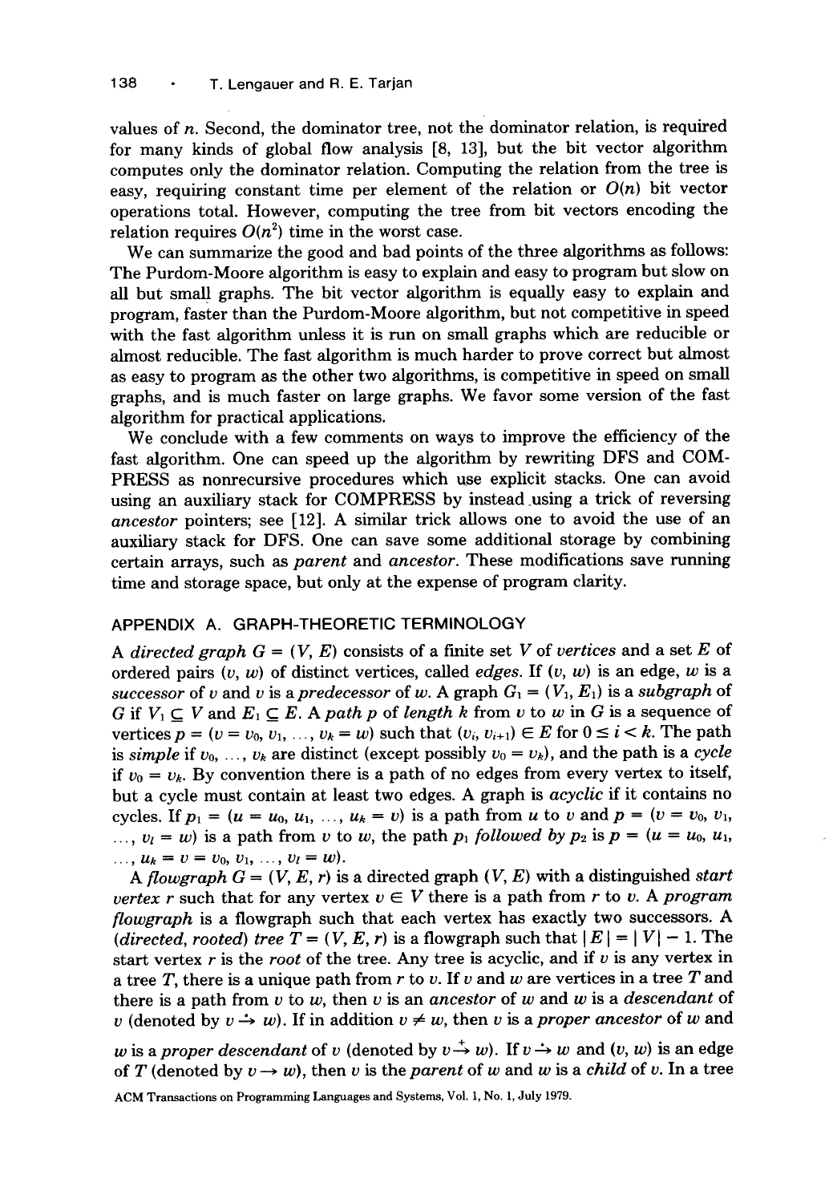values of $n$. Second, the dominator tree, not the dominator relation, is required for many kinds of global flow analysis [8, 13], but the bit vector algorithm computes only the dominator relation. Computing the relation from the tree is easy, requiring constant time per element of the relation or $O(n)$ bit vector operations total. However, computing the tree from bit vectors encoding the relation requires $O(n^2)$ time in the worst case.

We can summarize the good and bad points of the three algorithms as follows: The Purdom-Moore algorithm is easy to explain and easy to program but slow on all but small graphs. The bit vector algorithm is equally easy to explain and program, faster than the Purdom-Moore algorithm, but not competitive in speed with the fast algorithm unless it is run on small graphs which are reducible or almost reducible. The fast algorithm is much harder to prove correct but almost as easy to program as the other two algorithms, is competitive in speed on small graphs, and is much faster on large graphs. We favor some version of the fast algorithm for practical applications.

We conclude with a few comments on ways to improve the efficiency of the fast algorithm. One can speed up the algorithm by rewriting DFS and COMPRESS as nonrecursive procedures which use explicit stacks. One can avoid using an auxiliary stack for COMPRESS by instead using a trick of reversing *ancestor* pointers; see [12]. A similar trick allows one to avoid the use of an auxiliary stack for DFS. One can save some additional storage by combining certain arrays, such as *parent* and *ancestor*. These modifications save running time and storage space, but only at the expense of program clarity.

## APPENDIX A. GRAPH-THEORETIC TERMINOLOGY

A *directed graph* $G = (V, E)$ consists of a finite set $V$ of *vertices* and a set $E$ of ordered pairs $(v, w)$ of distinct vertices, called *edges*. If $(v, w)$ is an edge, $w$ is a *successor* of $v$ and $v$ is a *predecessor* of $w$. A graph $G_1 = (V_1, E_1)$ is a *subgraph* of $G$ if $V_1 \subseteq V$ and $E_1 \subseteq E$. A *path* $p$ of *length* $k$ from $v$ to $w$ in $G$ is a sequence of vertices $p = (v = v_0, v_1, \ldots, v_k = w)$ such that $(v_i, v_{i+1}) \in E$ for $0 \leq i < k$. The path is *simple* if $v_0, \ldots, v_k$ are distinct (except possibly $v_0 = v_k$), and the path is a *cycle* if $v_0 = v_k$. By convention there is a path of no edges from every vertex to itself, but a cycle must contain at least two edges. A graph is *acyclic* if it contains no cycles. If $p_1 = (u = u_0, u_1, \ldots, u_k = v)$ is a path from $u$ to $v$ and $p = (v = v_0, v_1, \ldots, v_l = w)$ is a path from $v$ to $w$, the path $p_1$ *followed by* $p_2$ is $p = (u = u_0, u_1, \ldots, u_k = v = v_0, v_1, \ldots, v_l = w)$.

A *flowgraph* $G = (V, E, r)$ is a directed graph $(V, E)$ with a distinguished *start vertex* $r$ such that for any vertex $v \in V$ there is a path from $r$ to $v$. A *program flowgraph* is a flowgraph such that each vertex has exactly two successors. A *(directed, rooted) tree* $T = (V, E, r)$ is a flowgraph such that $|E| = |V| - 1$. The start vertex $r$ is the *root* of the tree. Any tree is acyclic, and if $v$ is any vertex in a tree $T$, there is a unique path from $r$ to $v$. If $v$ and $w$ are vertices in a tree $T$ and there is a path from $v$ to $w$, then $v$ is an *ancestor* of $w$ and $w$ is a *descendant* of $v$ (denoted by $v \xrightarrow{*} w$). If in addition $v \neq w$, then $v$ is a *proper ancestor* of $w$ and $w$ is a *proper descendant* of $v$ (denoted by $v \xrightarrow{+} w$). If $v \xrightarrow{*} w$ and $(v, w)$ is an edge of $T$ (denoted by $v \rightarrow w$), then $v$ is the *parent* of $w$ and $w$ is a *child* of $v$. In a tree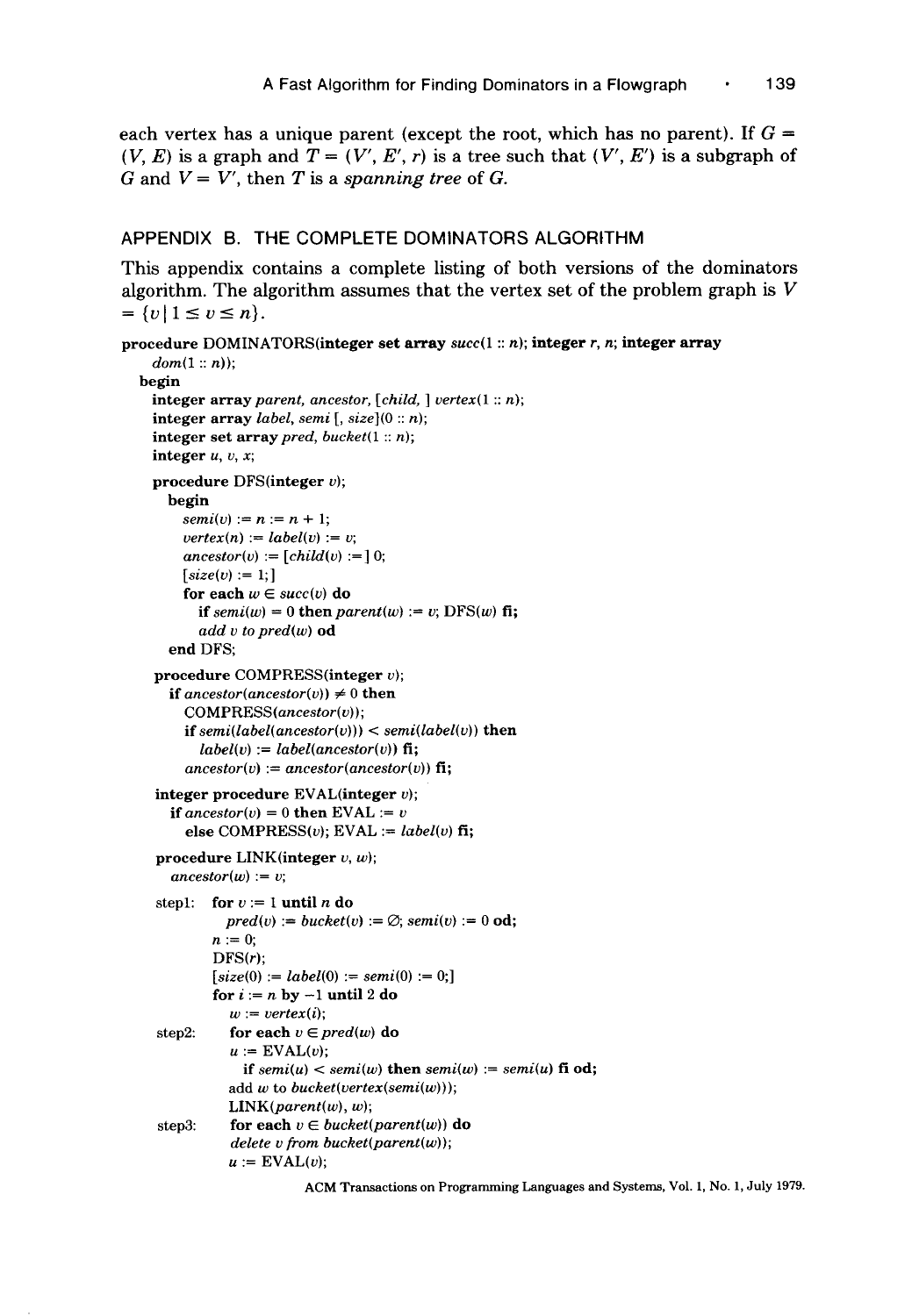each vertex has a unique parent (except the root, which has no parent). If $G = (V, E)$ is a graph and $T = (V', E', r)$ is a tree such that $(V', E')$ is a subgraph of $G$ and $V = V'$, then $T$ is a *spanning tree* of $G$.

## APPENDIX B. THE COMPLETE DOMINATORS ALGORITHM

This appendix contains a complete listing of both versions of the dominators algorithm. The algorithm assumes that the vertex set of the problem graph is $V = \{v \mid 1 \leq v \leq n\}$.

```
procedure DOMINATORS(integer set array succ(1 :: n); integer r, n; integer array
    dom(1 :: n));
  begin
    integer array parent, ancestor, [child, ] vertex(1 :: n);
    integer array label, semi [, size](0 :: n);
    integer set array pred, bucket(1 :: n);
    integer u, v, x;

    procedure DFS(integer v);
      begin
        semi(v) := n := n + 1;
        vertex(n) := label(v) := v;
        ancestor(v) := [child(v) :=] 0;
        [size(v) := 1;]
        for each w ∈ succ(v) do
          if semi(w) = 0 then parent(w) := v; DFS(w) fi;
          add v to pred(w) od
      end DFS;

    procedure COMPRESS(integer v);
      if ancestor(ancestor(v)) ≠ 0 then
        COMPRESS(ancestor(v));
        if semi(label(ancestor(v))) < semi(label(v)) then
          label(v) := label(ancestor(v)) fi;
        ancestor(v) := ancestor(ancestor(v)) fi;

    integer procedure EVAL(integer v);
      if ancestor(v) = 0 then EVAL := v
        else COMPRESS(v); EVAL := label(v) fi;

    procedure LINK(integer v, w);
      ancestor(w) := v;

    step1:  for v := 1 until n do
              pred(v) := bucket(v) := ∅; semi(v) := 0 od;
            n := 0;
            DFS(r);
            [size(0) := label(0) := semi(0) := 0;]
            for i := n by -1 until 2 do
              w := vertex(i);
    step2:    for each v ∈ pred(w) do
              u := EVAL(v);
                if semi(u) < semi(w) then semi(w) := semi(u) fi od;
              add w to bucket(vertex(semi(w)));
              LINK(parent(w), w);
    step3:    for each v ∈ bucket(parent(w)) do
              delete v from bucket(parent(w));
              u := EVAL(v);
```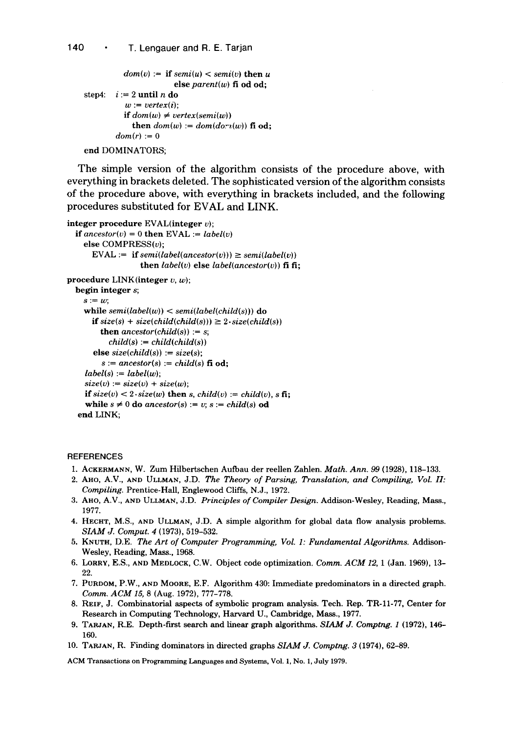```
            dom(v) := if semi(u) < semi(v) then u
                          else parent(w) fi od od;
  step4:  i := 2 until n do
            w := vertex(i);
            if dom(w) ≠ vertex(semi(w))
              then dom(w) := dom(dom(w)) fi od;
          dom(r) := 0

  end DOMINATORS;
```

The simple version of the algorithm consists of the procedure above, with everything in brackets deleted. The sophisticated version of the algorithm consists of the procedure above, with everything in brackets included, and the following procedures substituted for EVAL and LINK.

```
integer procedure EVAL(integer v);
  if ancestor(v) = 0 then EVAL := label(v)
    else COMPRESS(v);
      EVAL := if semi(label(ancestor(v))) ≥ semi(label(v))
                then label(v) else label(ancestor(v)) fi fi;

procedure LINK(integer v, w);
  begin integer s;
    s := w;
    while semi(label(w)) < semi(label(child(s))) do
      if size(s) + size(child(child(s))) ≥ 2·size(child(s))
        then ancestor(child(s)) := s;
          child(s) := child(child(s))
      else size(child(s)) := size(s);
        s := ancestor(s) := child(s) fi od;
    label(s) := label(w);
    size(v) := size(v) + size(w);
    if size(v) < 2·size(w) then s, child(v) := child(v), s fi;
    while s ≠ 0 do ancestor(s) := v; s := child(s) od
  end LINK;
```

## REFERENCES

1. Ackermann, W. Zum Hilbertschen Aufbau der reellen Zahlen. *Math. Ann. 99* (1928), 118–133.
2. Aho, A.V., and Ullman, J.D. *The Theory of Parsing, Translation, and Compiling, Vol. II: Compiling.* Prentice-Hall, Englewood Cliffs, N.J., 1972.
3. Aho, A.V., and Ullman, J.D. *Principles of Compiler Design.* Addison-Wesley, Reading, Mass., 1977.
4. Hecht, M.S., and Ullman, J.D. A simple algorithm for global data flow analysis problems. *SIAM J. Comput. 4* (1973), 519–532.
5. Knuth, D.E. *The Art of Computer Programming, Vol. 1: Fundamental Algorithms.* Addison-Wesley, Reading, Mass., 1968.
6. Lorry, E.S., and Medlock, C.W. Object code optimization. *Comm. ACM 12*, 1 (Jan. 1969), 13–22.
7. Purdom, P.W., and Moore, E.F. Algorithm 430: Immediate predominators in a directed graph. *Comm. ACM 15*, 8 (Aug. 1972), 777–778.
8. Reif, J. Combinatorial aspects of symbolic program analysis. Tech. Rep. TR-11-77, Center for Research in Computing Technology, Harvard U., Cambridge, Mass., 1977.
9. Tarjan, R.E. Depth-first search and linear graph algorithms. *SIAM J. Comptng. 1* (1972), 146–160.
10. Tarjan, R. Finding dominators in directed graphs *SIAM J. Comptng. 3* (1974), 62–89.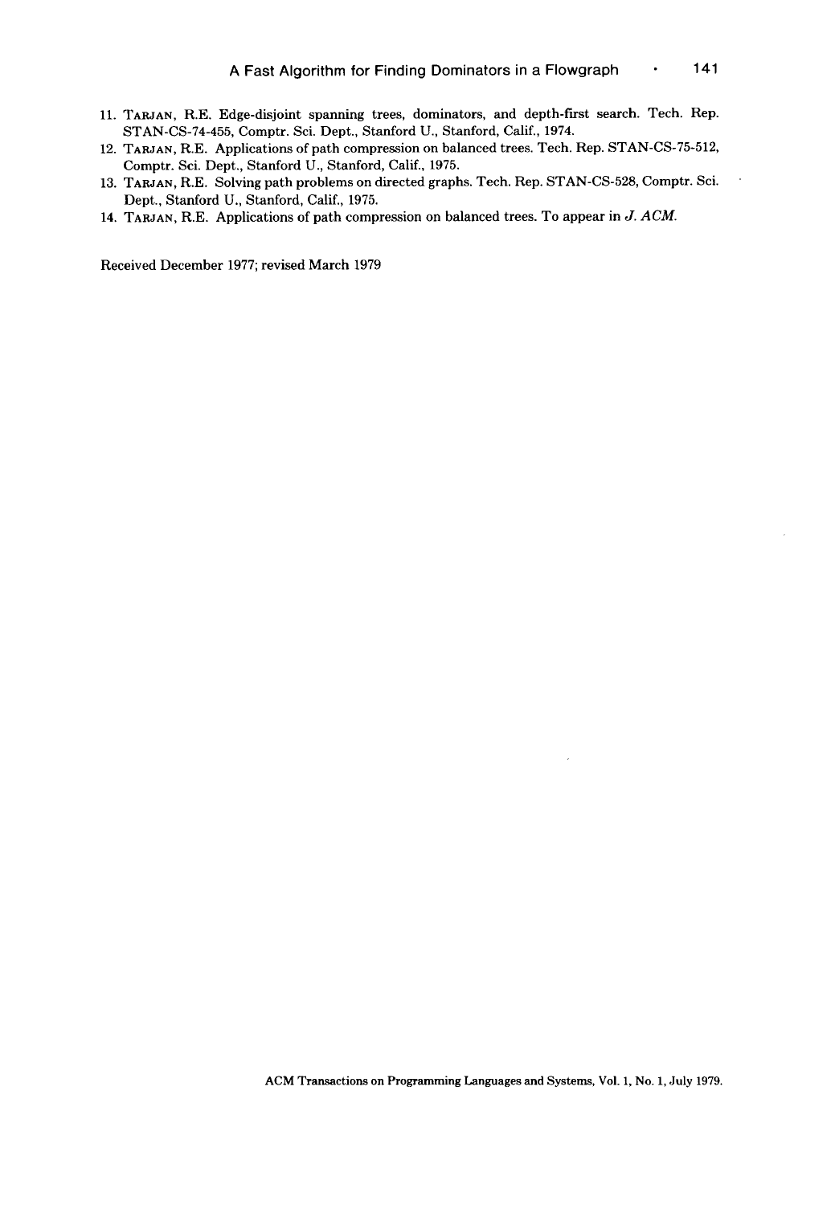11. TARJAN, R.E. Edge-disjoint spanning trees, dominators, and depth-first search. Tech. Rep. STAN-CS-74-455, Comptr. Sci. Dept., Stanford U., Stanford, Calif., 1974.
12. TARJAN, R.E. Applications of path compression on balanced trees. Tech. Rep. STAN-CS-75-512, Comptr. Sci. Dept., Stanford U., Stanford, Calif., 1975.
13. TARJAN, R.E. Solving path problems on directed graphs. Tech. Rep. STAN-CS-528, Comptr. Sci. Dept., Stanford U., Stanford, Calif., 1975.
14. TARJAN, R.E. Applications of path compression on balanced trees. To appear in *J. ACM*.

Received December 1977; revised March 1979